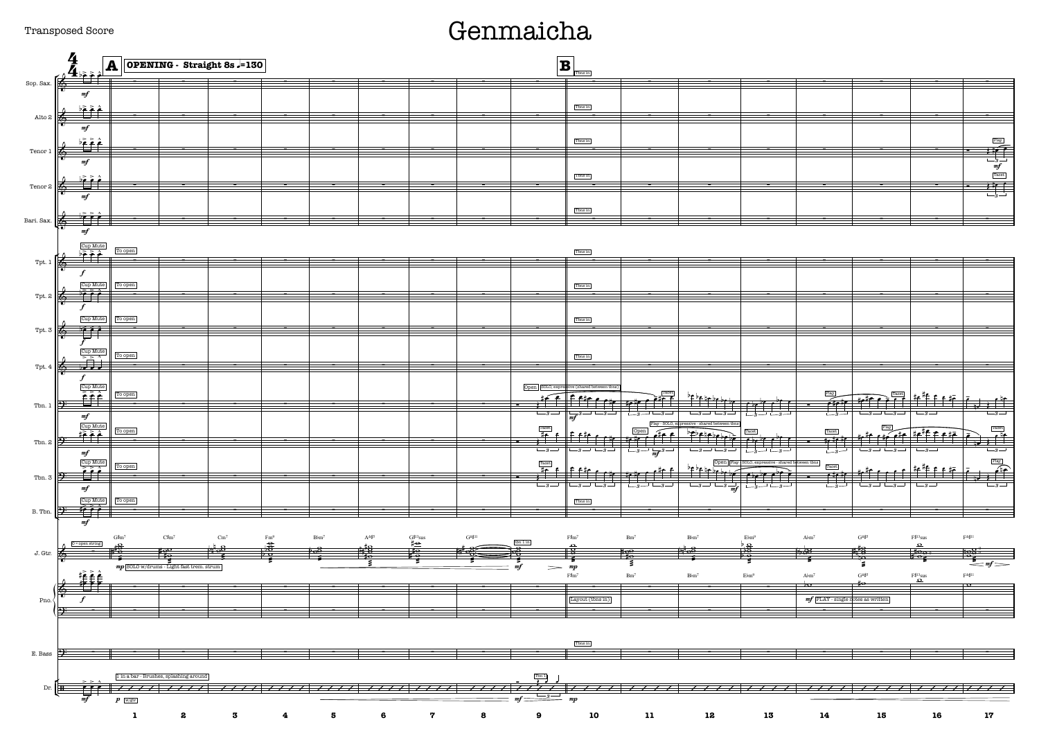Transposed Score

# Genmaicha

**A** OPENING - Straight 8s ♩=130

**B**

Sop. Sax. — Tbns in

Alto 2 — Tbns in

Tenor 1 — Tbns in — Play

Tenor 2 — Tbns in — Tacet

Bari. Sax. — Tbns in

Tpt. 1 — Cup Mute — To open — Tbns in

Tpt. 2 — Cup Mute — To open — Tbns in

Tpt. 3 — Cup Mute — To open — Tbns in

Tpt. 4 — Cup Mute — To open — Tbns in

Tbn. 1 — Cup Mute — To open — Open — SOLO, expressive (shared between tbns) — Tacet — Play — Tacet

Tbn. 2 — Cup Mute — To open — Tacet — Open — Play - SOLO, expressive - shared between tbns — Tacet — Tacet — Play — Tacet

Tbn. 3 — Cup Mute — To open — Tacet — Open — Play — SOLO, expressive - shared between tbns — Tacet — Play

B. Tbn. — Cup Mute — To open — Tbns in

J. Gtr. — D = open string — SOLO w/drums - Light fast trem. strum — Tbn 1 in

G♯m7 | C♯m7 | Cm7 | Fm9 | B♭m7 | A♭Δ♯5 | G♯11sus | G♯♯11 | | F♯m7 | Bm7 | B♭m7 | E♭m9 | A♭m7 | G♯Δ♯5 | F♯11sus | F♯♯11

Pno. — Layout (tbns in) — PLAY - single notes as written

E. Bass — Tbns in

Dr. — 1 in a bar - Brushes, splashing around — w/gtr — Tbn 1

1 2 3 4 5 6 7 8 9 10 11 12 13 14 15 16 17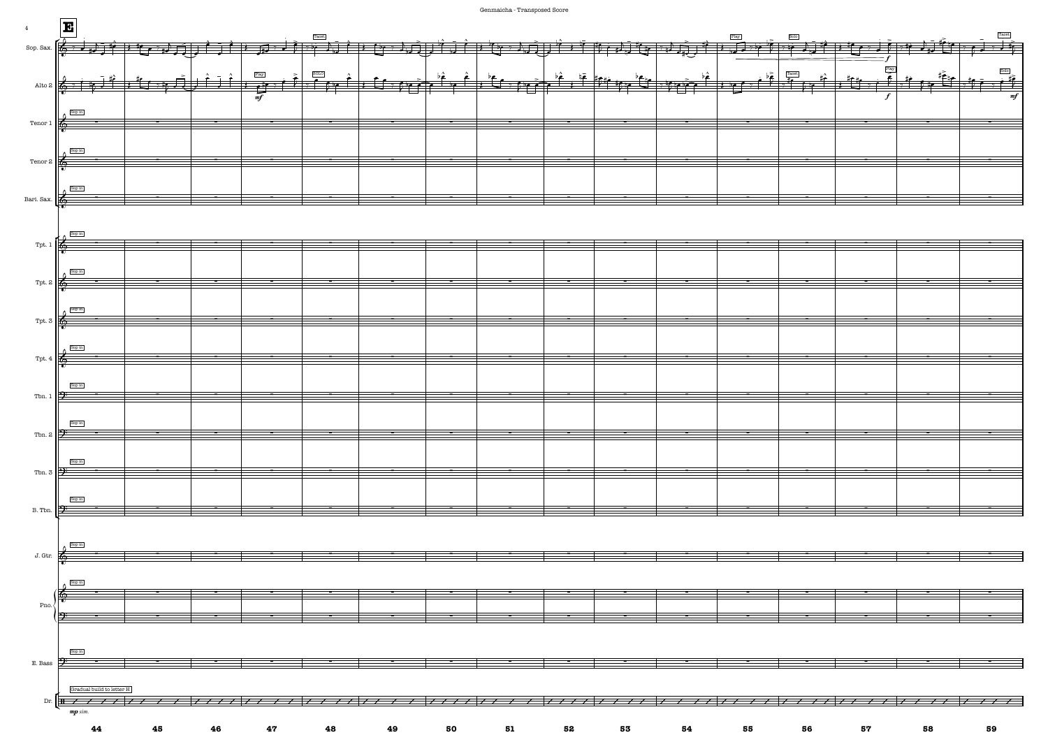E

Sop. Sax.

Alto 2

Tenor 1

Tenor 2

Bari. Sax.

Tpt. 1

Tpt. 2

Tpt. 3

Tpt. 4

Tbn. 1

Tbn. 2

Tbn. 3

B. Tbn.

J. Gtr.

Pno.

E. Bass

Dr.

Play

SOLO

Tacet

Play

Solo

Tacet

Play

Solo

Tacet

Sop in

Gradual build to letter H

*mp sim.*

*mf*

*f*

*f*

*mf*

44 45 46 47 48 49 50 51 52 53 54 55 56 57 58 59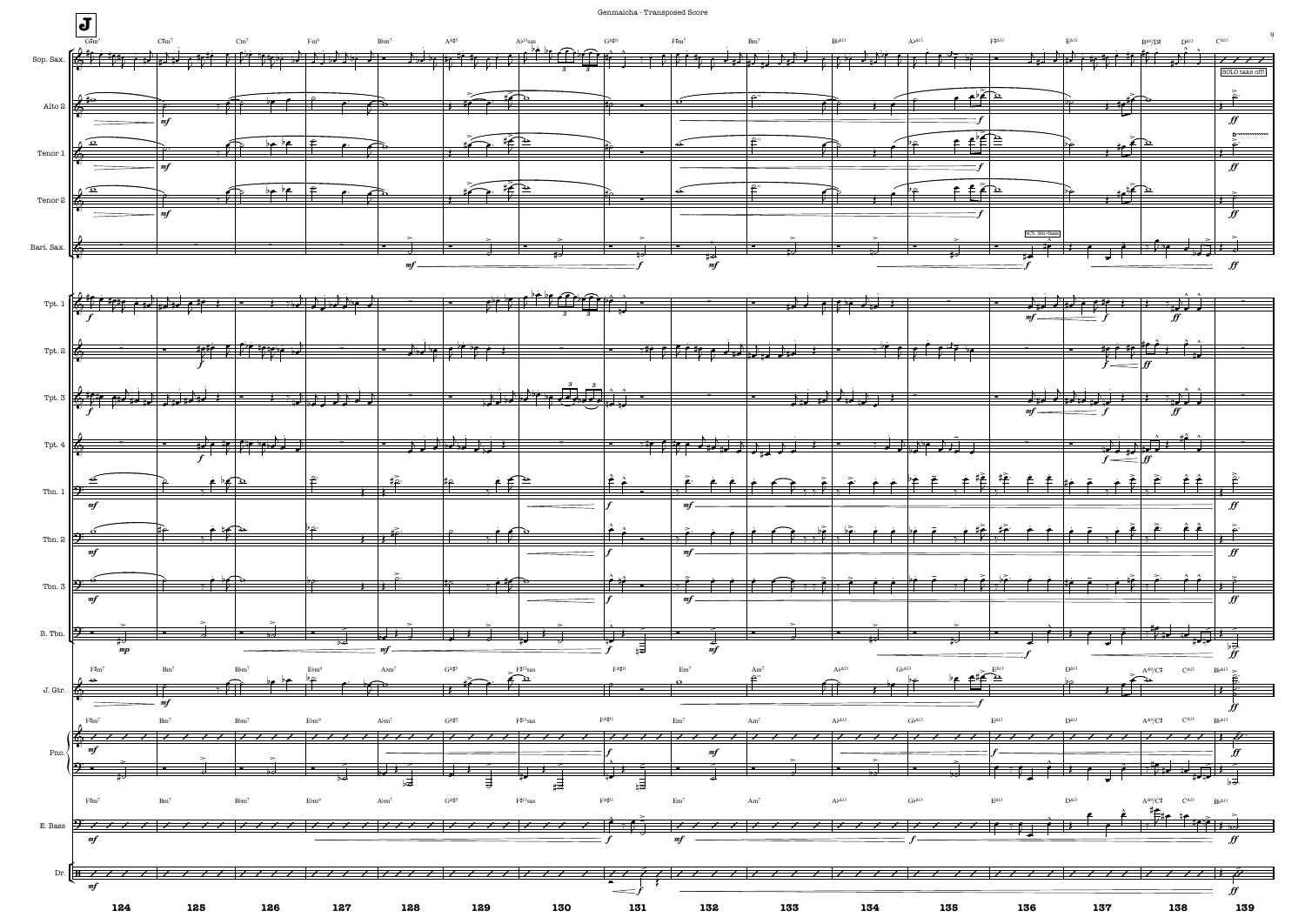**J**

SOLO take off!

w/b. tbn+bass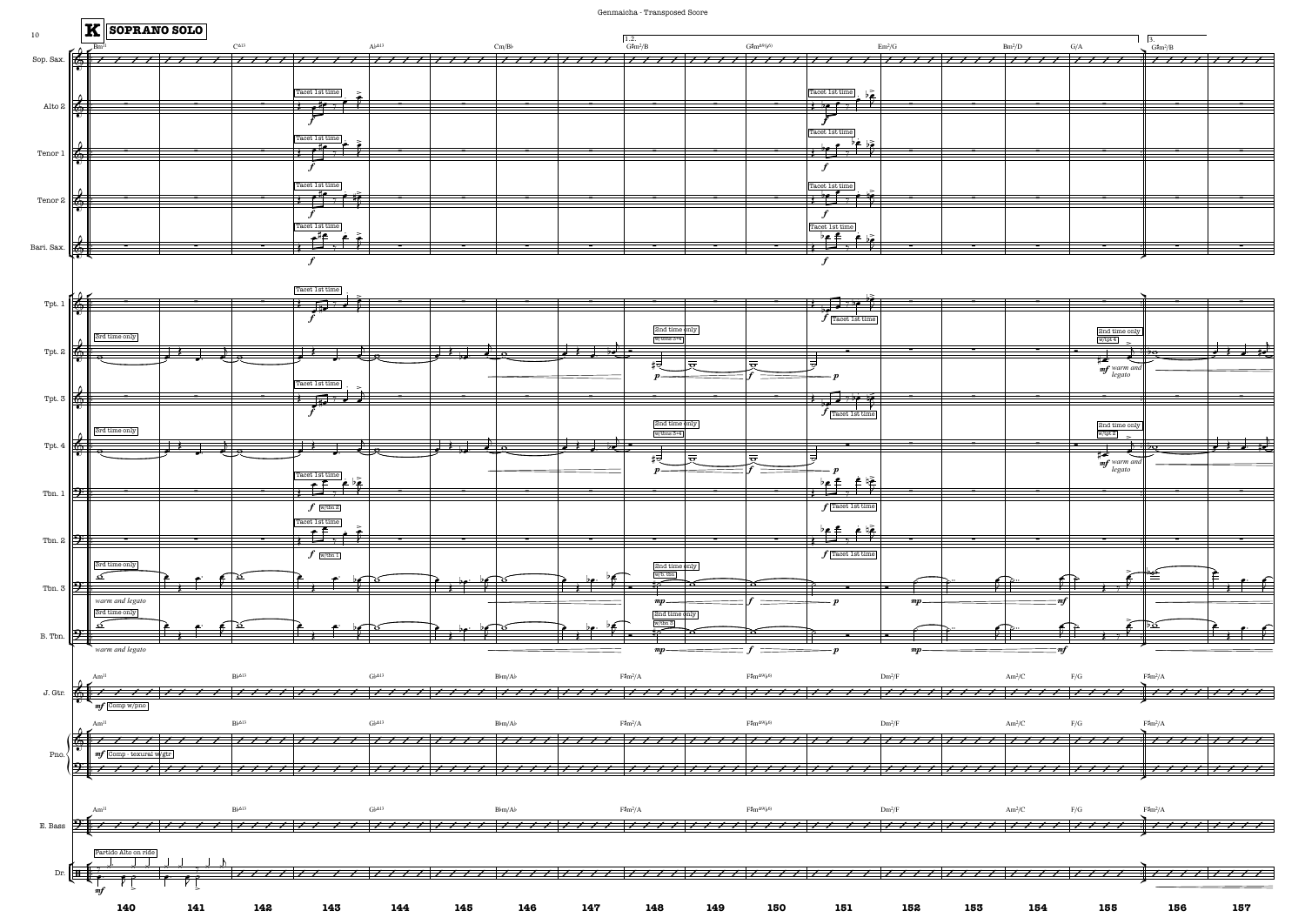**K** **SOPRANO SOLO**

| Measure | 140 | 141 | 142 | 143 | 144 | 145 | 146 | 147 | 148 | 149 | 150 | 151 | 152 | 153 | 154 | 155 | 156 | 157 |
|---|---|---|---|---|---|---|---|---|---|---|---|---|---|---|---|---|---|---|
| Sop. Sax. chords | Bm11 | | C♭13 | | A♭♭13 | | Cm/B♭ | | G♯m7/B | | G♯m(♭9)(♭6) | | Em7/G | | Bm7/D | G/A | G♯m7/B | |
| Concert chords | Am11 | | B♭♭13 | | G♭♭13 | | B♭m/A♭ | | F♯m7/A | | F♯m(♭9)(♭6) | | Dm7/F | | Am7/C | F/G | F♯m7/A | |

Endings: 1.2. (mm. 148–155); 3. (m. 156)

- Alto 2, Tenor 1, Tenor 2, Bari. Sax.: Tacet 1st time (m. 143, m. 151), *f*
- Tpt. 1, Tpt. 3: Tacet 1st time (m. 143), *f*; *f* Tacet 1st time (m. 151)
- Tpt. 2: 3rd time only; 2nd time only w/tbns 3+4 *p* — *f* — *p*; 2nd time only w/tpt 4, *mf* *warm and legato*
- Tpt. 4: 3rd time only; 2nd time only w/tbns 3+4 *p* — *f* — *p*; 2nd time only w/tpt 2, *mf* *warm and legato*
- Tbn. 1: Tacet 1st time, *f* w/tbn 2; *f* Tacet 1st time
- Tbn. 2: Tacet 1st time, *f* w/tbn 1; *f* Tacet 1st time
- Tbn. 3: 3rd time only, *warm and legato*; 2nd time only w/b. tbn, *mp* — *f* — *p*; *mp* — *mf*
- B. Tbn.: 3rd time only, *warm and legato*; 2nd time only w/tbn 3, *mp* — *f* — *p*; *mp* — *mf*
- J. Gtr.: *mf* Comp w/pno
- Pno.: *mf* Comp - textural w/gtr
- Dr.: Partido Alto on ride, *mf*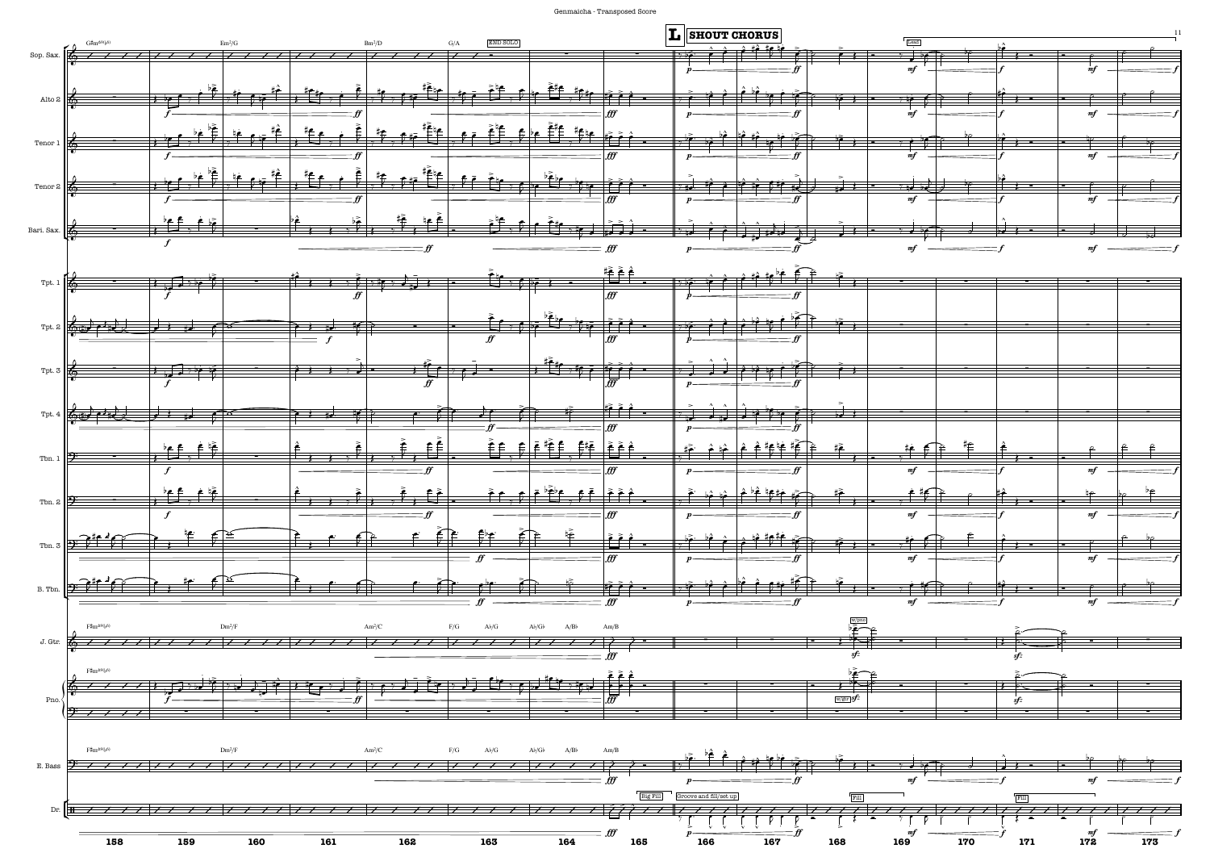**L** **SHOUT CHORUS**

Sop. Sax.

Alto 2

Tenor 1

Tenor 2

Bari. Sax.

Tpt. 1

Tpt. 2

Tpt. 3

Tpt. 4

Tbn. 1

Tbn. 2

Tbn. 3

B. Tbn.

J. Gtr.

Pno.

E. Bass

Dr.

END SOLO

Lead

w/pno

w/gtr

Big Fill

Groove and fill/set up

Fill

Fill

G♯m^(add♭6) Em^7/G Bm^7/D G/A

F♯m^(add♭6) Dm^7/F Am^7/C F/G A♭/G A♭/G♭ A/B♭ Am/B

158 159 160 161 162 163 164 165 166 167 168 169 170 171 172 173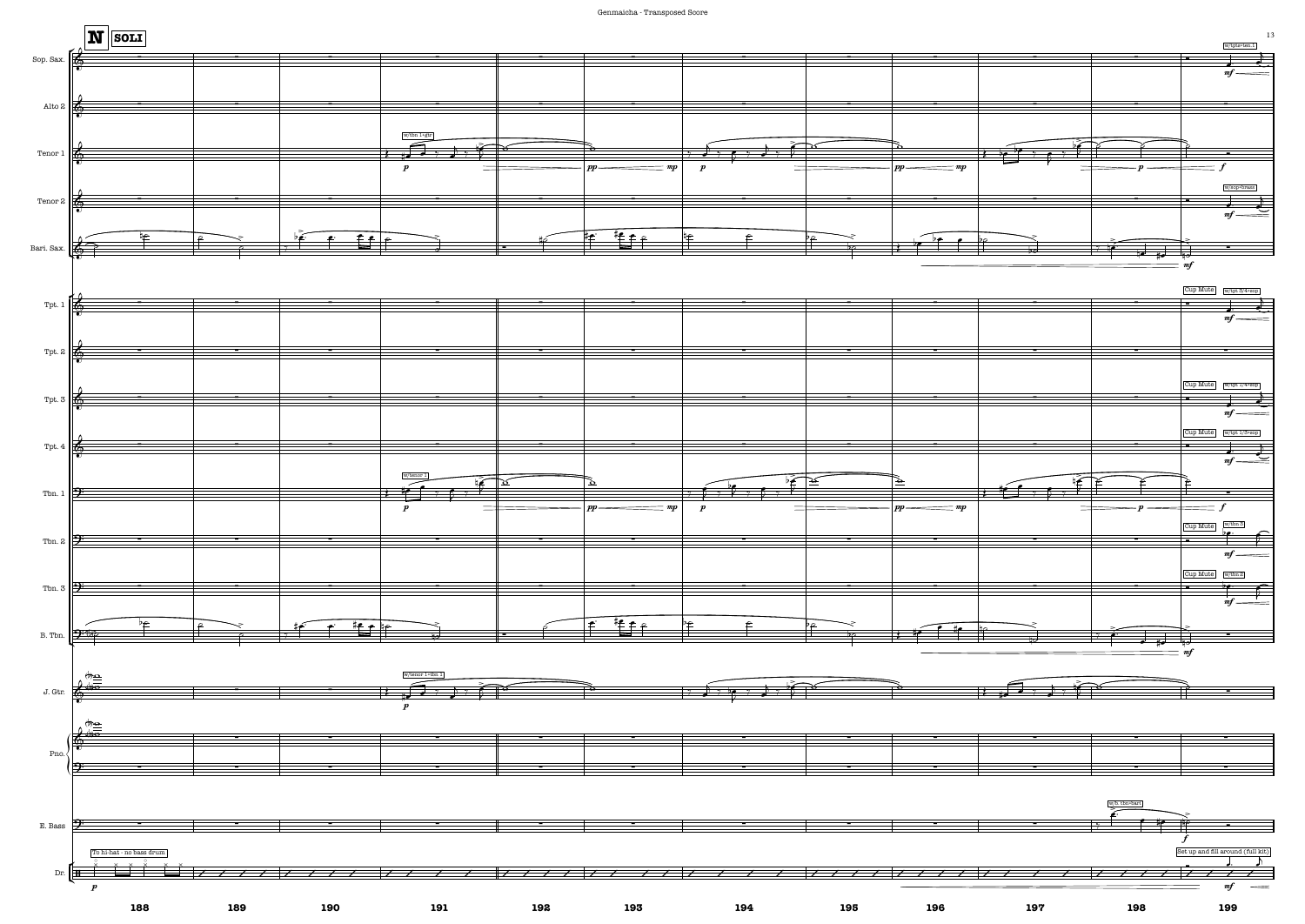**N** **SOLI**

Sop. Sax.
Alto 2
Tenor 1
Tenor 2
Bari. Sax.
Tpt. 1
Tpt. 2
Tpt. 3
Tpt. 4
Tbn. 1
Tbn. 2
Tbn. 3
B. Tbn.
J. Gtr.
Pno.
E. Bass
Dr.

w/tpts+ten.1
w/tbn 1+gtr
w/sop+brass
Cup Mute
w/tpt 3/4+sop
w/tpt 1/4+sop
w/tpt 1/3+sop
w/tenor 1
w/tbn 3
w/tbn 2
w/tenor 1+tbn 1
w/b. tbn+bari
To hi-hat - no bass drum
Set up and fill around (full kit)

*p* *pp* *mp* *f* *mf*

188 189 190 191 192 193 194 195 196 197 198 199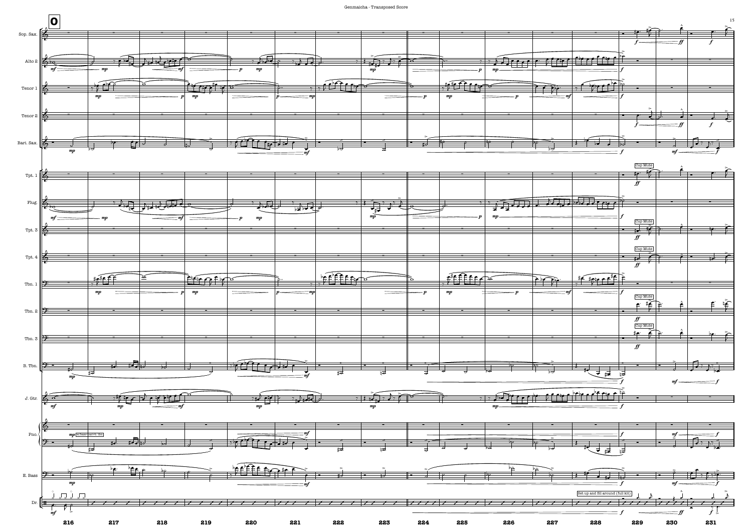Genmaicha - Transposed Score

O

Sop. Sax.

Alto 2

Tenor 1

Tenor 2

Bari. Sax.

Tpt. 1

Flug.

Tpt. 3

Tpt. 4

Tbn. 1

Tbn. 2

Tbn. 3

B. Tbn.

J. Gtr.

Pno.

E. Bass

Dr.

Cup Mute

Cup Mute

Cup Mute

Cup Mute

Cup Mute

w/bass+bari+b.tbn

Set up and fill around (full kit)

216 217 218 219 220 221 222 223 224 225 226 227 228 229 230 231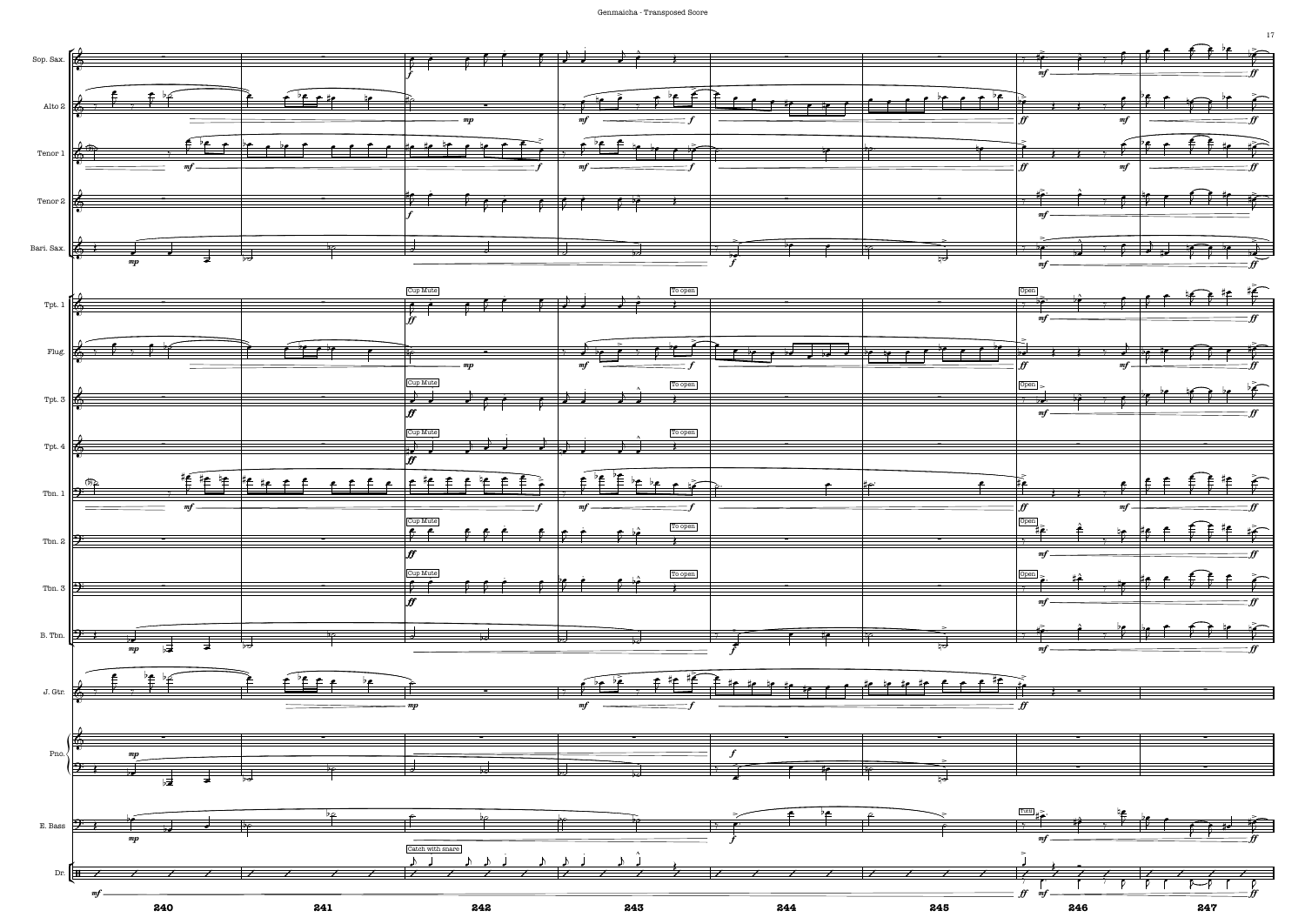Sop. Sax.

Alto 2

Tenor 1

Tenor 2

Bari. Sax.

Tpt. 1

Flug.

Tpt. 3

Tpt. 4

Tbn. 1

Tbn. 2

Tbn. 3

B. Tbn.

J. Gtr.

Pno.

E. Bass

Dr.

Cup Mute

To open

Open

Catch with snare

Tutti

*mp* *mf* *f* *ff*

240 241 242 243 244 245 246 247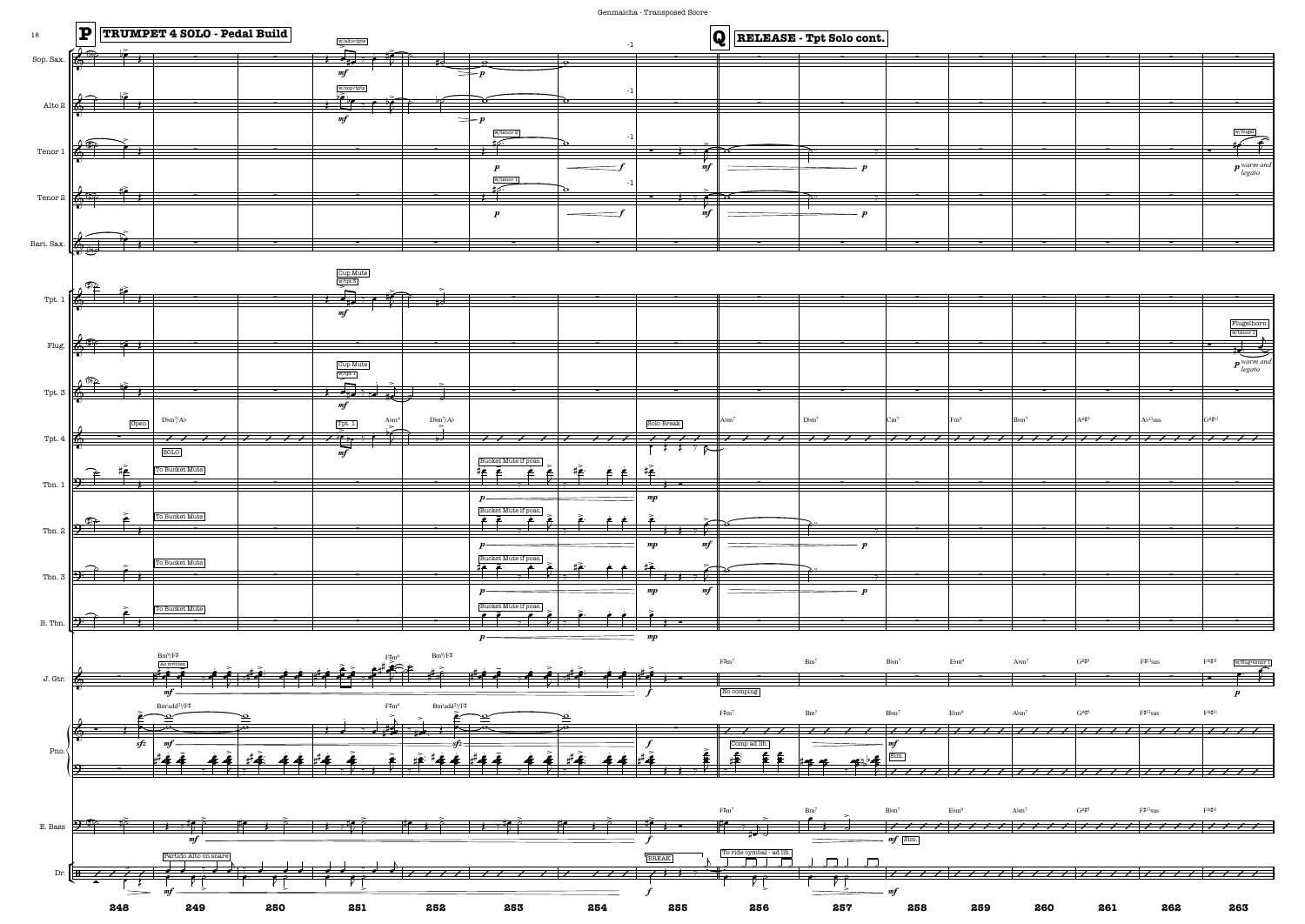Genmaicha - Transposed Score

**P** TRUMPET 4 SOLO - Pedal Build

**Q** RELEASE - Tpt Solo cont.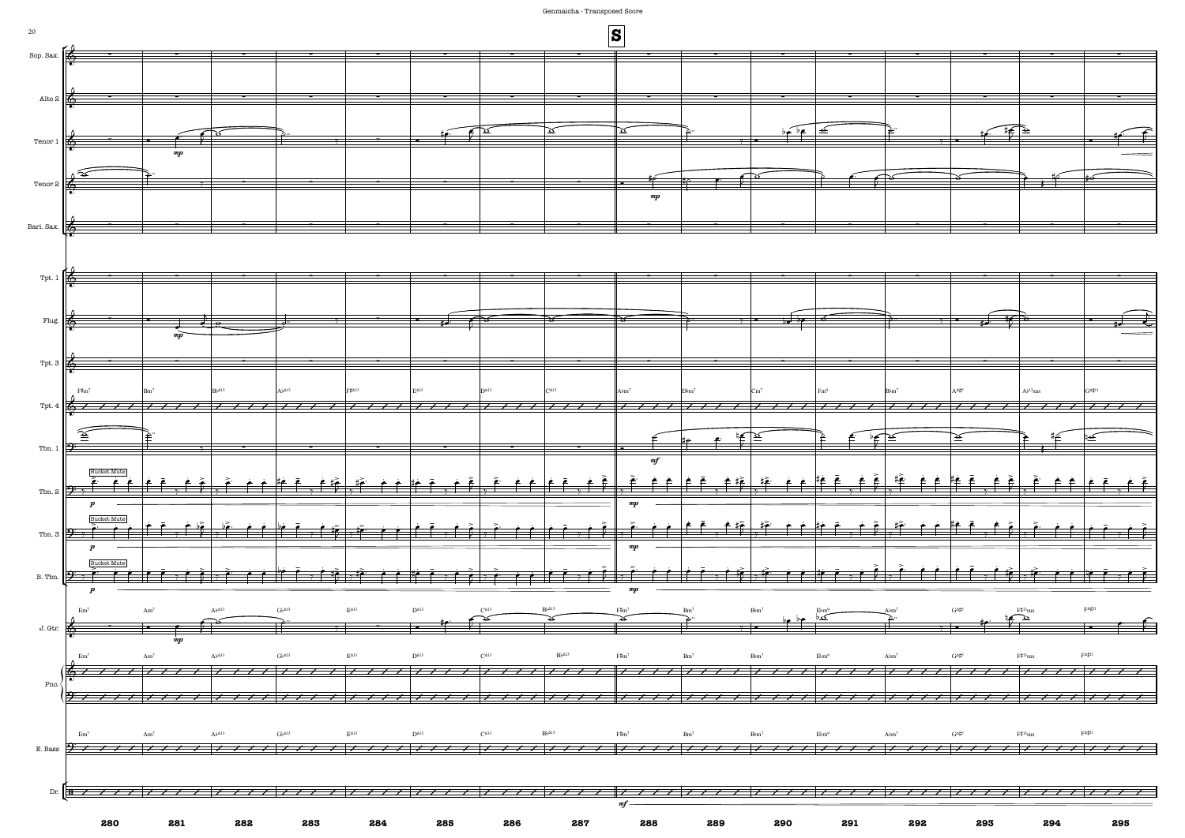**S**

Sop. Sax.

Alto 2

Tenor 1 — *mp*

Tenor 2 — *mp*

Bari. Sax.

Tpt. 1

Flug. — *mp*

Tpt. 3

Tpt. 4 — F♯m⁷ | Bm⁷ | B♭Δ13 | A♭Δ13 | F♯Δ13 | EΔ13 | DΔ13 | CΔ13 | A♭m⁷ | D♭m⁷ | Cm⁷ | Fm⁹ | B♭m⁷ | A♯Δ♯5 | A♭13sus | G♯Δ♯11

Tbn. 1 — *mf*

Tbn. 2 — Bucket Mute — *p* — *mp*

Tbn. 3 — Bucket Mute — *p* — *mp*

B. Tbn. — Bucket Mute — *p* — *mp*

J. Gtr. — Em⁷ | Am⁷ | A♭Δ13 | G♭Δ13 | EΔ13 | DΔ13 | CΔ13 | B♭Δ13 | F♯m⁷ | Bm⁷ | B♭m⁷ | E♭m⁹ | A♭m⁷ | G♯Δ♯5 | F♯13sus | FΔ♯11 — *mp*

Pno. — Em⁷ | Am⁷ | A♭Δ13 | G♭Δ13 | EΔ13 | DΔ13 | CΔ13 | B♭Δ13 | F♯m⁷ | Bm⁷ | B♭m⁷ | E♭m⁹ | A♭m⁷ | G♯Δ♯5 | F♯13sus | FΔ♯11

E. Bass — Em⁷ | Am⁷ | A♭Δ13 | G♭Δ13 | EΔ13 | DΔ13 | CΔ13 | B♭Δ13 | F♯m⁷ | Bm⁷ | B♭m⁷ | E♭m⁹ | A♭m⁷ | G♯Δ♯5 | F♯13sus | FΔ♯11

Dr. — *mf*

280 | 281 | 282 | 283 | 284 | 285 | 286 | 287 | 288 | 289 | 290 | 291 | 292 | 293 | 294 | 295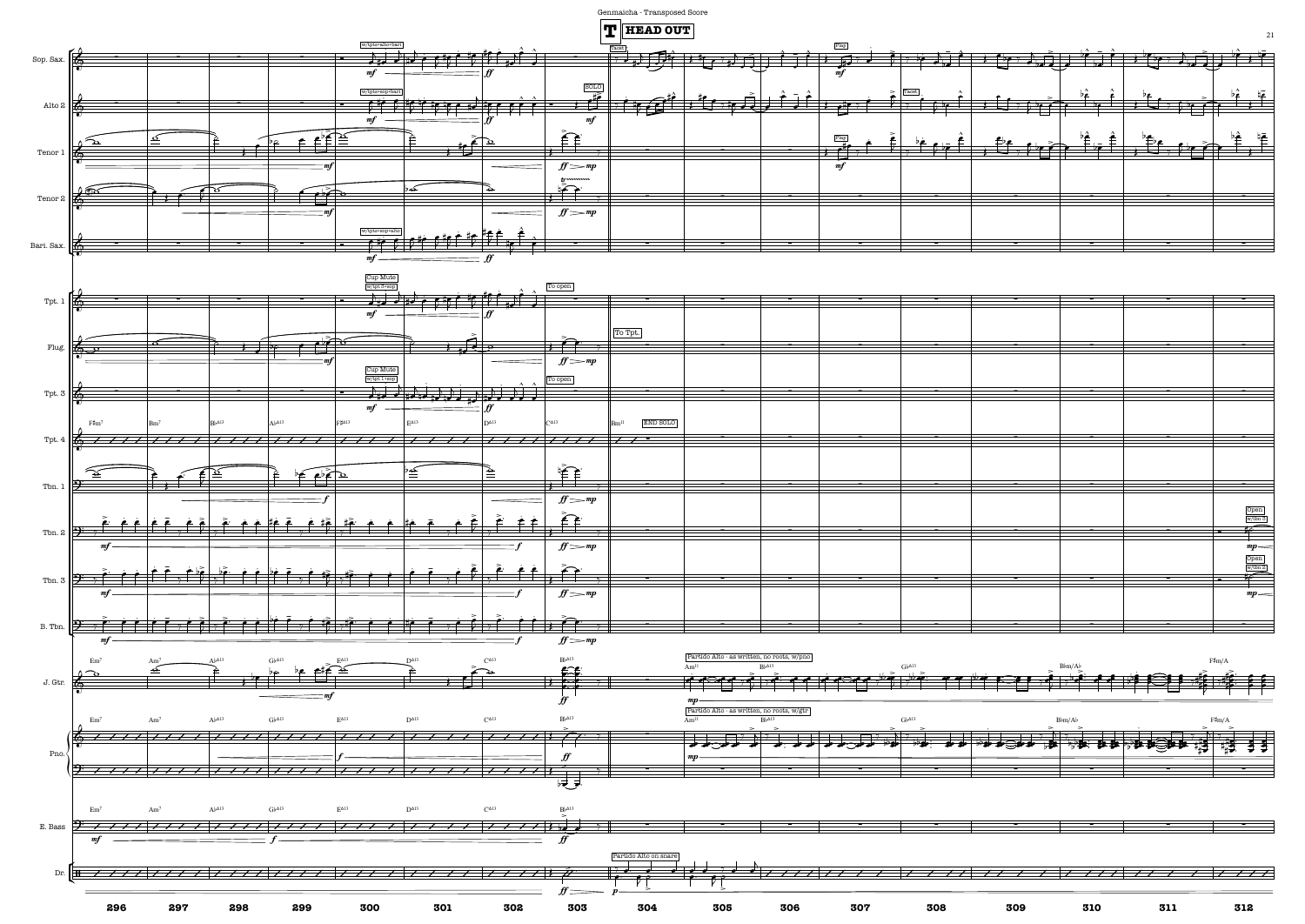## T HEAD OUT

Sop. Sax. — w/tpts+alto+bari — Tacet — Play

Alto 2 — w/tpts+sop+bari — SOLO — Tacet

Tenor 1 — Play

Tenor 2

Bari. Sax. — w/tpts+sop+alto

Tpt. 1 — Cup Mute w/tpt 3+sop — To open

Flug. — To Tpt.

Tpt. 3 — Cup Mute w/tpt 1+sop — To open

Tpt. 4 — F♯m7 Bm7 B♭Δ13 A♭Δ13 F♯Δ13 EΔ13 DΔ13 CΔ13 Bm11 — END SOLO

Tbn. 1

Tbn. 2 — Open. w/tbn 3

Tbn. 3 — Open. w/tbn 2

B. Tbn.

J. Gtr. — Em7 Am7 A♭Δ13 G♭Δ13 EΔ13 DΔ13 CΔ13 B♭Δ13 — Partido Alto - as written, no roots, w/pno — Am11 B♭Δ13 G♭Δ13 B♭m/A♭ F♯m/A

Pno. — Em7 Am7 A♭Δ13 G♭Δ13 EΔ13 DΔ13 CΔ13 B♭Δ13 — Partido Alto - as written, no roots, w/gtr — Am11 B♭Δ13 G♭Δ13 B♭m/A♭ F♯m/A

E. Bass — Em7 Am7 A♭Δ13 G♭Δ13 EΔ13 DΔ13 CΔ13 B♭Δ13

Dr. — Partido Alto on snare

296 297 298 299 300 301 302 303 304 305 306 307 308 309 310 311 312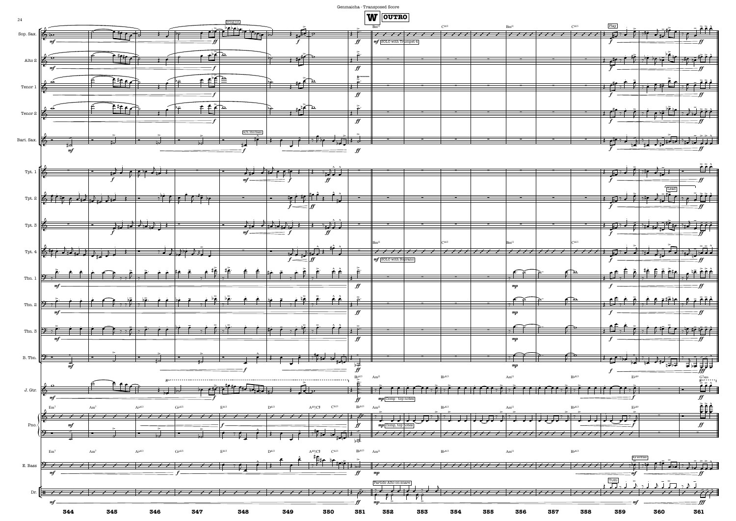W OUTRO